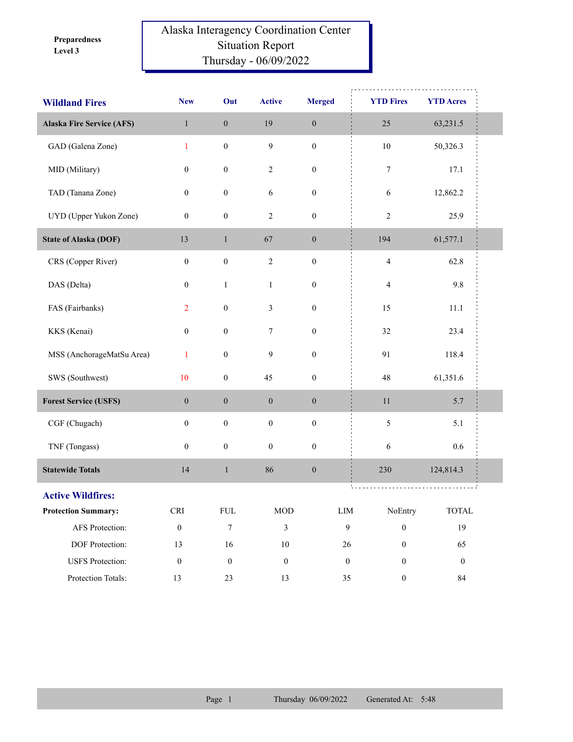Preparedness Level 3

# Alaska Interagency Coordination Center Situation Report Thursday - 06/09/2022

| Wildland Fires | New | Out | Active | Merged | YTD Fires | YTD Acres |
|---|---|---|---|---|---|---|
| **Alaska Fire Service (AFS)** | 1 | 0 | 19 | 0 | 25 | 63,231.5 |
| GAD (Galena Zone) | 1 | 0 | 9 | 0 | 10 | 50,326.3 |
| MID (Military) | 0 | 0 | 2 | 0 | 7 | 17.1 |
| TAD (Tanana Zone) | 0 | 0 | 6 | 0 | 6 | 12,862.2 |
| UYD (Upper Yukon Zone) | 0 | 0 | 2 | 0 | 2 | 25.9 |
| **State of Alaska (DOF)** | 13 | 1 | 67 | 0 | 194 | 61,577.1 |
| CRS (Copper River) | 0 | 0 | 2 | 0 | 4 | 62.8 |
| DAS (Delta) | 0 | 1 | 1 | 0 | 4 | 9.8 |
| FAS (Fairbanks) | 2 | 0 | 3 | 0 | 15 | 11.1 |
| KKS (Kenai) | 0 | 0 | 7 | 0 | 32 | 23.4 |
| MSS (AnchorageMatSu Area) | 1 | 0 | 9 | 0 | 91 | 118.4 |
| SWS (Southwest) | 10 | 0 | 45 | 0 | 48 | 61,351.6 |
| **Forest Service (USFS)** | 0 | 0 | 0 | 0 | 11 | 5.7 |
| CGF (Chugach) | 0 | 0 | 0 | 0 | 5 | 5.1 |
| TNF (Tongass) | 0 | 0 | 0 | 0 | 6 | 0.6 |
| **Statewide Totals** | 14 | 1 | 86 | 0 | 230 | 124,814.3 |

## Active Wildfires:

| Protection Summary: | CRI | FUL | MOD | LIM | NoEntry | TOTAL |
|---|---|---|---|---|---|---|
| AFS Protection: | 0 | 7 | 3 | 9 | 0 | 19 |
| DOF Protection: | 13 | 16 | 10 | 26 | 0 | 65 |
| USFS Protection: | 0 | 0 | 0 | 0 | 0 | 0 |
| Protection Totals: | 13 | 23 | 13 | 35 | 0 | 84 |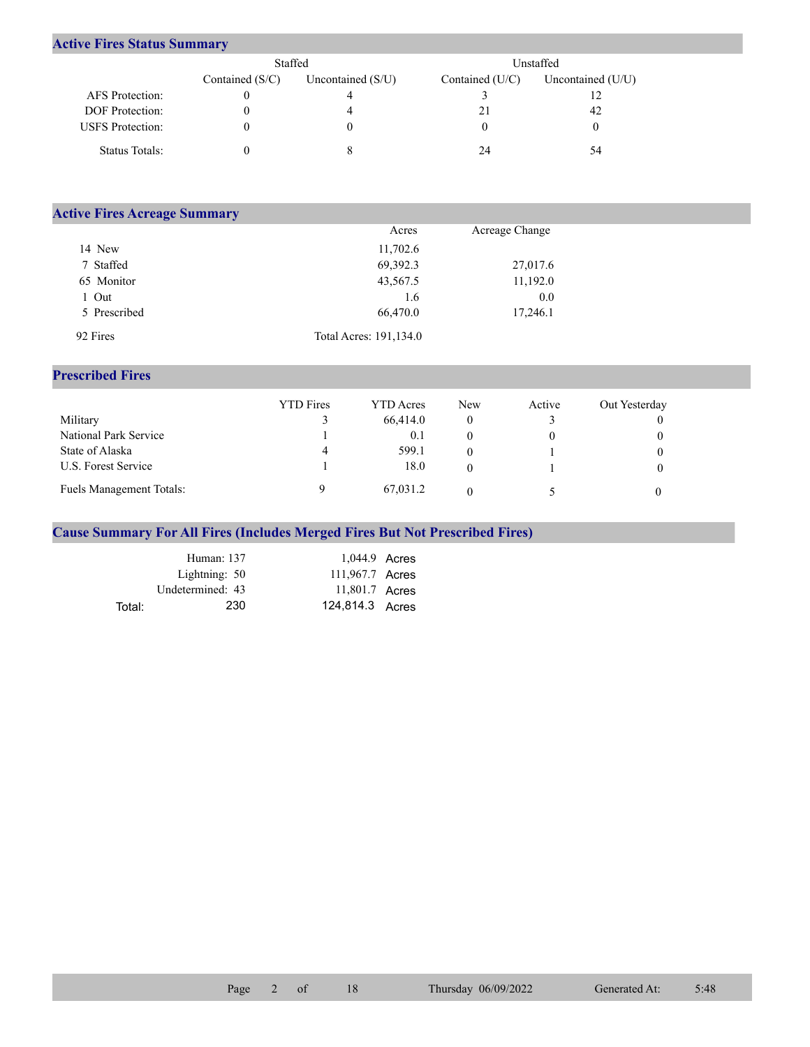## Active Fires Status Summary

| | Staffed | | Unstaffed | |
|---|---|---|---|---|
| | Contained (S/C) | Uncontained (S/U) | Contained (U/C) | Uncontained (U/U) |
| AFS Protection: | 0 | 4 | 3 | 12 |
| DOF Protection: | 0 | 4 | 21 | 42 |
| USFS Protection: | 0 | 0 | 0 | 0 |
| Status Totals: | 0 | 8 | 24 | 54 |

## Active Fires Acreage Summary

| | Acres | Acreage Change |
|---|---|---|
| 14 New | 11,702.6 | |
| 7 Staffed | 69,392.3 | 27,017.6 |
| 65 Monitor | 43,567.5 | 11,192.0 |
| 1 Out | 1.6 | 0.0 |
| 5 Prescribed | 66,470.0 | 17,246.1 |
| 92 Fires | Total Acres: 191,134.0 | |

## Prescribed Fires

| | YTD Fires | YTD Acres | New | Active | Out Yesterday |
|---|---|---|---|---|---|
| Military | 3 | 66,414.0 | 0 | 3 | 0 |
| National Park Service | 1 | 0.1 | 0 | 0 | 0 |
| State of Alaska | 4 | 599.1 | 0 | 1 | 0 |
| U.S. Forest Service | 1 | 18.0 | 0 | 1 | 0 |
| Fuels Management Totals: | 9 | 67,031.2 | 0 | 5 | 0 |

## Cause Summary For All Fires (Includes Merged Fires But Not Prescribed Fires)

| | | |
|---|---|---|
| Human: 137 | 1,044.9 | Acres |
| Lightning: 50 | 111,967.7 | Acres |
| Undetermined: 43 | 11,801.7 | Acres |
| Total: 230 | 124,814.3 | Acres |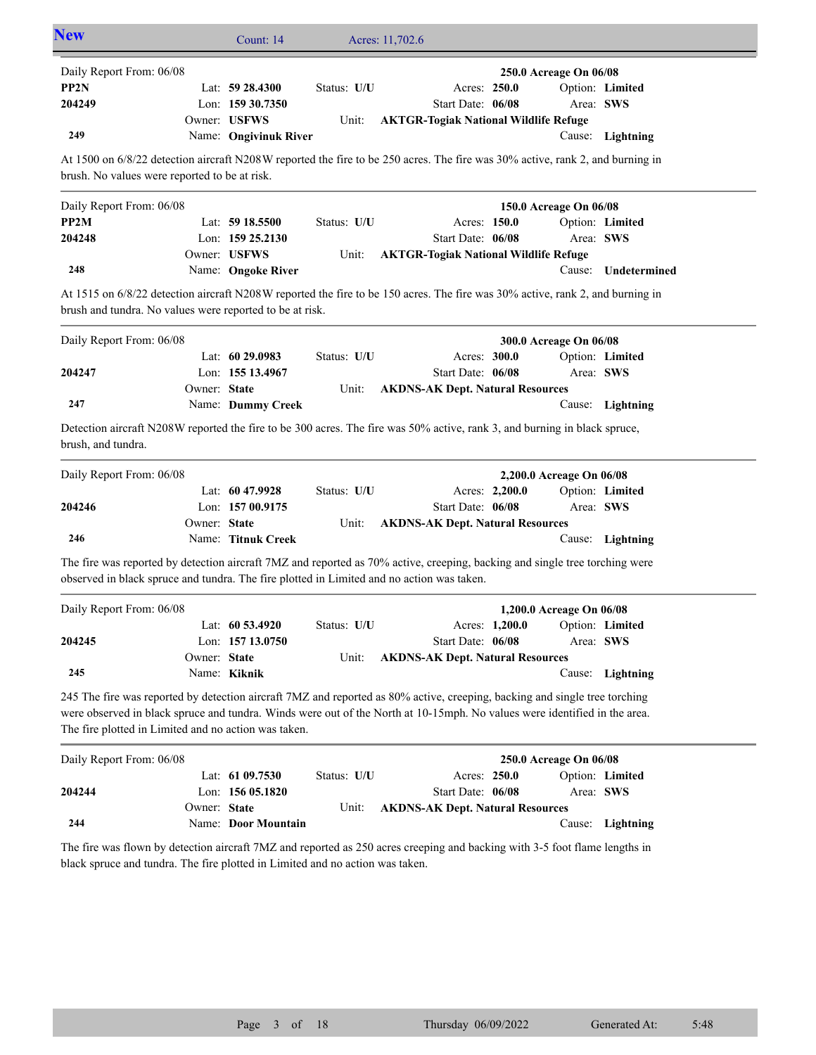**New** Count: 14 Acres: 11,702.6

---

| Daily Report From: 06/08 | | | | 250.0 Acreage On 06/08 |
|---|---|---|---|---|
| **PP2N** | Lat: **59 28.4300** | Status: **U/U** | Acres: **250.0** | Option: **Limited** |
| **204249** | Lon: **159 30.7350** | | Start Date: **06/08** | Area: **SWS** |
| | Owner: **USFWS** | Unit: | **AKTGR-Togiak National Wildlife Refuge** | |
| **249** | Name: **Ongivinuk River** | | | Cause: **Lightning** |

At 1500 on 6/8/22 detection aircraft N208W reported the fire to be 250 acres. The fire was 30% active, rank 2, and burning in brush. No values were reported to be at risk.

---

| Daily Report From: 06/08 | | | | 150.0 Acreage On 06/08 |
|---|---|---|---|---|
| **PP2M** | Lat: **59 18.5500** | Status: **U/U** | Acres: **150.0** | Option: **Limited** |
| **204248** | Lon: **159 25.2130** | | Start Date: **06/08** | Area: **SWS** |
| | Owner: **USFWS** | Unit: | **AKTGR-Togiak National Wildlife Refuge** | |
| **248** | Name: **Ongoke River** | | | Cause: **Undetermined** |

At 1515 on 6/8/22 detection aircraft N208W reported the fire to be 150 acres. The fire was 30% active, rank 2, and burning in brush and tundra. No values were reported to be at risk.

---

| Daily Report From: 06/08 | | | | 300.0 Acreage On 06/08 |
|---|---|---|---|---|
| | Lat: **60 29.0983** | Status: **U/U** | Acres: **300.0** | Option: **Limited** |
| **204247** | Lon: **155 13.4967** | | Start Date: **06/08** | Area: **SWS** |
| | Owner: **State** | Unit: | **AKDNS-AK Dept. Natural Resources** | |
| **247** | Name: **Dummy Creek** | | | Cause: **Lightning** |

Detection aircraft N208W reported the fire to be 300 acres. The fire was 50% active, rank 3, and burning in black spruce, brush, and tundra.

---

| Daily Report From: 06/08 | | | | 2,200.0 Acreage On 06/08 |
|---|---|---|---|---|
| | Lat: **60 47.9928** | Status: **U/U** | Acres: **2,200.0** | Option: **Limited** |
| **204246** | Lon: **157 00.9175** | | Start Date: **06/08** | Area: **SWS** |
| | Owner: **State** | Unit: | **AKDNS-AK Dept. Natural Resources** | |
| **246** | Name: **Titnuk Creek** | | | Cause: **Lightning** |

The fire was reported by detection aircraft 7MZ and reported as 70% active, creeping, backing and single tree torching were observed in black spruce and tundra. The fire plotted in Limited and no action was taken.

---

| Daily Report From: 06/08 | | | | 1,200.0 Acreage On 06/08 |
|---|---|---|---|---|
| | Lat: **60 53.4920** | Status: **U/U** | Acres: **1,200.0** | Option: **Limited** |
| **204245** | Lon: **157 13.0750** | | Start Date: **06/08** | Area: **SWS** |
| | Owner: **State** | Unit: | **AKDNS-AK Dept. Natural Resources** | |
| **245** | Name: **Kiknik** | | | Cause: **Lightning** |

245 The fire was reported by detection aircraft 7MZ and reported as 80% active, creeping, backing and single tree torching were observed in black spruce and tundra. Winds were out of the North at 10-15mph. No values were identified in the area. The fire plotted in Limited and no action was taken.

---

| Daily Report From: 06/08 | | | | 250.0 Acreage On 06/08 |
|---|---|---|---|---|
| | Lat: **61 09.7530** | Status: **U/U** | Acres: **250.0** | Option: **Limited** |
| **204244** | Lon: **156 05.1820** | | Start Date: **06/08** | Area: **SWS** |
| | Owner: **State** | Unit: | **AKDNS-AK Dept. Natural Resources** | |
| **244** | Name: **Door Mountain** | | | Cause: **Lightning** |

The fire was flown by detection aircraft 7MZ and reported as 250 acres creeping and backing with 3-5 foot flame lengths in black spruce and tundra. The fire plotted in Limited and no action was taken.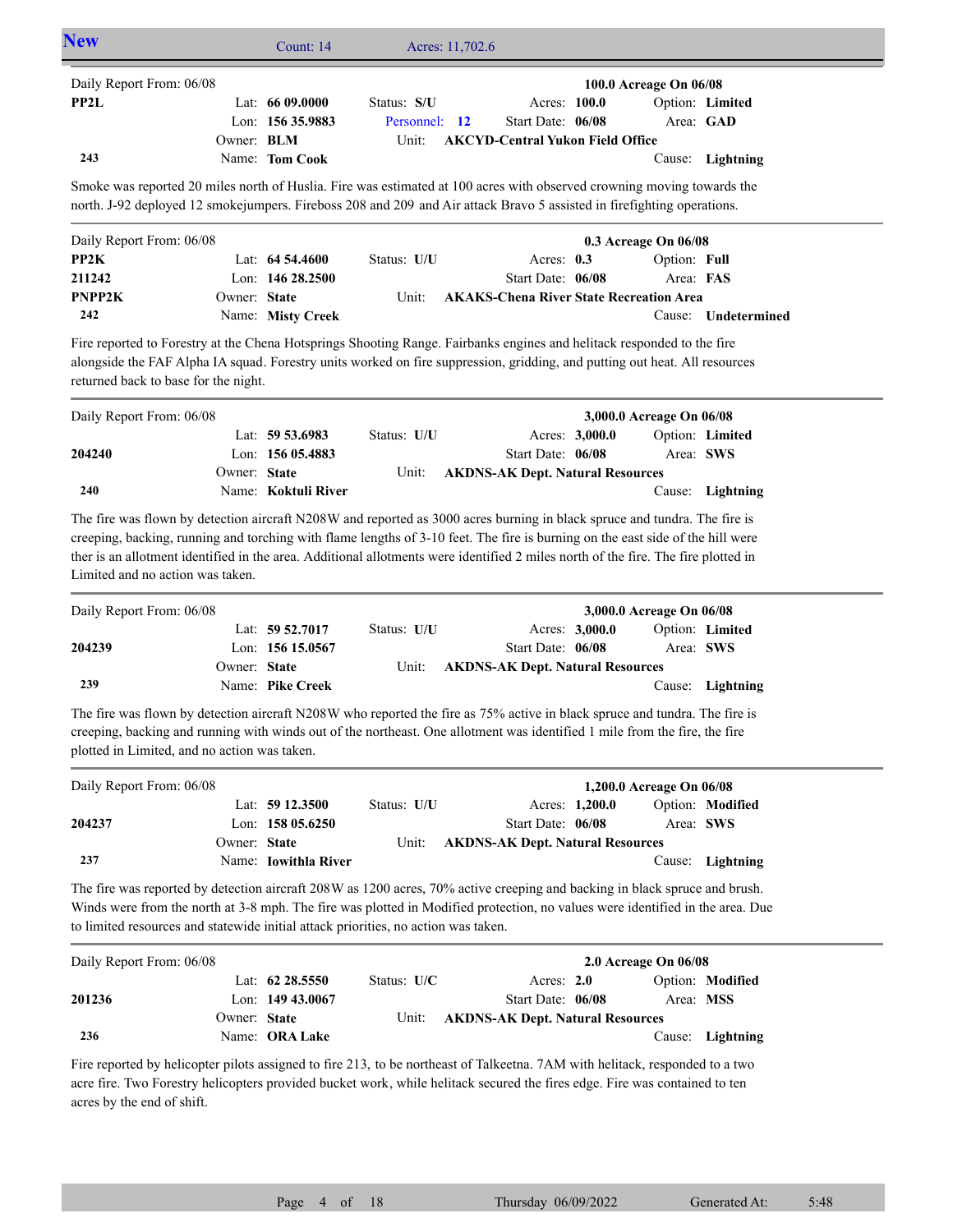## New

Count: 14 | Acres: 11,702.6

---

Daily Report From: 06/08 — **100.0 Acreage On 06/08**

| | | | | | |
|---|---|---|---|---|---|
| **PP2L** | Lat: **66 09.0000** | Status: **S/U** | Acres: **100.0** | Option: **Limited** | |
| | Lon: **156 35.9883** | Personnel: **12** | Start Date: **06/08** | Area: **GAD** | |
| | Owner: **BLM** | Unit: **AKCYD-Central Yukon Field Office** | | | |
| **243** | Name: **Tom Cook** | | | Cause: **Lightning** | |

Smoke was reported 20 miles north of Huslia. Fire was estimated at 100 acres with observed crowning moving towards the north. J-92 deployed 12 smokejumpers. Fireboss 208 and 209 and Air attack Bravo 5 assisted in firefighting operations.

---

Daily Report From: 06/08 — **0.3 Acreage On 06/08**

| | | | | | |
|---|---|---|---|---|---|
| **PP2K** | Lat: **64 54.4600** | Status: **U/U** | Acres: **0.3** | Option: **Full** | |
| **211242** | Lon: **146 28.2500** | | Start Date: **06/08** | Area: **FAS** | |
| **PNPP2K** | Owner: **State** | Unit: **AKAKS-Chena River State Recreation Area** | | | |
| **242** | Name: **Misty Creek** | | | Cause: **Undetermined** | |

Fire reported to Forestry at the Chena Hotsprings Shooting Range. Fairbanks engines and helitack responded to the fire alongside the FAF Alpha IA squad. Forestry units worked on fire suppression, gridding, and putting out heat. All resources returned back to base for the night.

---

Daily Report From: 06/08 — **3,000.0 Acreage On 06/08**

| | | | | | |
|---|---|---|---|---|---|
| | Lat: **59 53.6983** | Status: **U/U** | Acres: **3,000.0** | Option: **Limited** | |
| **204240** | Lon: **156 05.4883** | | Start Date: **06/08** | Area: **SWS** | |
| | Owner: **State** | Unit: **AKDNS-AK Dept. Natural Resources** | | | |
| **240** | Name: **Koktuli River** | | | Cause: **Lightning** | |

The fire was flown by detection aircraft N208W and reported as 3000 acres burning in black spruce and tundra. The fire is creeping, backing, running and torching with flame lengths of 3-10 feet. The fire is burning on the east side of the hill were ther is an allotment identified in the area. Additional allotments were identified 2 miles north of the fire. The fire plotted in Limited and no action was taken.

---

Daily Report From: 06/08 — **3,000.0 Acreage On 06/08**

| | | | | | |
|---|---|---|---|---|---|
| | Lat: **59 52.7017** | Status: **U/U** | Acres: **3,000.0** | Option: **Limited** | |
| **204239** | Lon: **156 15.0567** | | Start Date: **06/08** | Area: **SWS** | |
| | Owner: **State** | Unit: **AKDNS-AK Dept. Natural Resources** | | | |
| **239** | Name: **Pike Creek** | | | Cause: **Lightning** | |

The fire was flown by detection aircraft N208W who reported the fire as 75% active in black spruce and tundra. The fire is creeping, backing and running with winds out of the northeast. One allotment was identified 1 mile from the fire, the fire plotted in Limited, and no action was taken.

---

Daily Report From: 06/08 — **1,200.0 Acreage On 06/08**

| | | | | | |
|---|---|---|---|---|---|
| | Lat: **59 12.3500** | Status: **U/U** | Acres: **1,200.0** | Option: **Modified** | |
| **204237** | Lon: **158 05.6250** | | Start Date: **06/08** | Area: **SWS** | |
| | Owner: **State** | Unit: **AKDNS-AK Dept. Natural Resources** | | | |
| **237** | Name: **Iowithla River** | | | Cause: **Lightning** | |

The fire was reported by detection aircraft 208W as 1200 acres, 70% active creeping and backing in black spruce and brush. Winds were from the north at 3-8 mph. The fire was plotted in Modified protection, no values were identified in the area. Due to limited resources and statewide initial attack priorities, no action was taken.

---

Daily Report From: 06/08 — **2.0 Acreage On 06/08**

| | | | | | |
|---|---|---|---|---|---|
| | Lat: **62 28.5550** | Status: **U/C** | Acres: **2.0** | Option: **Modified** | |
| **201236** | Lon: **149 43.0067** | | Start Date: **06/08** | Area: **MSS** | |
| | Owner: **State** | Unit: **AKDNS-AK Dept. Natural Resources** | | | |
| **236** | Name: **ORA Lake** | | | Cause: **Lightning** | |

Fire reported by helicopter pilots assigned to fire 213, to be northeast of Talkeetna. 7AM with helitack, responded to a two acre fire. Two Forestry helicopters provided bucket work, while helitack secured the fires edge. Fire was contained to ten acres by the end of shift.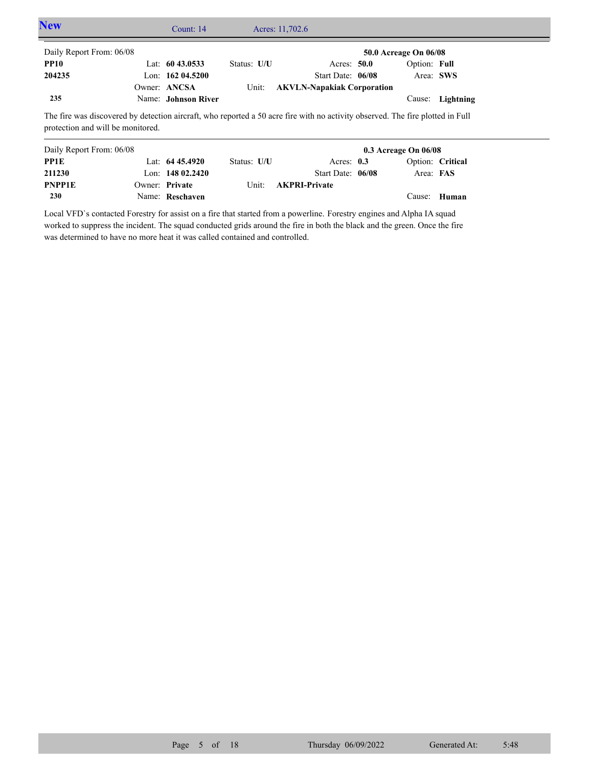## New

Count: 14 Acres: 11,702.6

| Daily Report From: 06/08 | | | | | 50.0 Acreage On 06/08 |
|---|---|---|---|---|---|
| **PP10** | Lat: **60 43.0533** | Status: **U/U** | Acres: **50.0** | | Option: **Full** |
| **204235** | Lon: **162 04.5200** | | Start Date: **06/08** | | Area: **SWS** |
| | Owner: **ANCSA** | Unit: | **AKVLN-Napakiak Corporation** | | |
| **235** | Name: **Johnson River** | | | | Cause: **Lightning** |

The fire was discovered by detection aircraft, who reported a 50 acre fire with no activity observed. The fire plotted in Full protection and will be monitored.

| Daily Report From: 06/08 | | | | | 0.3 Acreage On 06/08 |
|---|---|---|---|---|---|
| **PP1E** | Lat: **64 45.4920** | Status: **U/U** | Acres: **0.3** | | Option: **Critical** |
| **211230** | Lon: **148 02.2420** | | Start Date: **06/08** | | Area: **FAS** |
| **PNPP1E** | Owner: **Private** | Unit: | **AKPRI-Private** | | |
| **230** | Name: **Reschaven** | | | | Cause: **Human** |

Local VFD`s contacted Forestry for assist on a fire that started from a powerline. Forestry engines and Alpha IA squad worked to suppress the incident. The squad conducted grids around the fire in both the black and the green. Once the fire was determined to have no more heat it was called contained and controlled.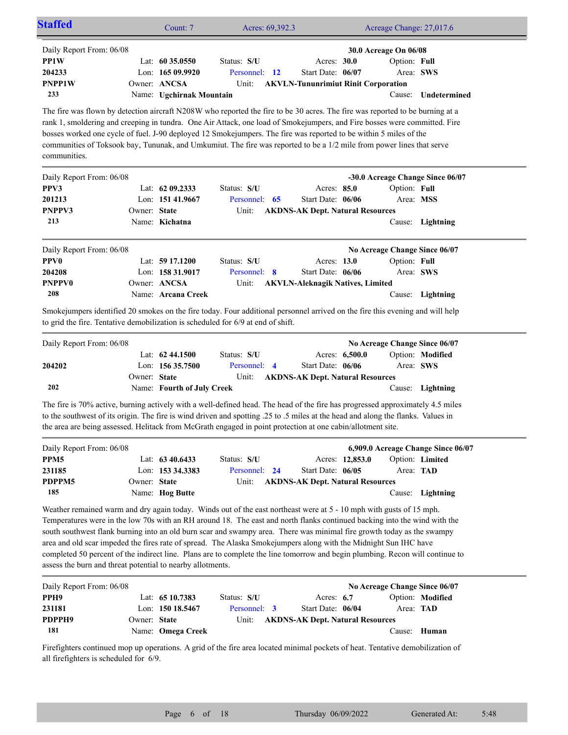## Staffed

Count: 7 | Acres: 69,392.3 | Acreage Change: 27,017.6

---

Daily Report From: 06/08 — **30.0 Acreage On 06/08**

| | | | | |
|---|---|---|---|---|
| **PP1W** | Lat: **60 35.0550** | Status: **S/U** | Acres: **30.0** | Option: **Full** |
| **204233** | Lon: **165 09.9920** | Personnel: **12** | Start Date: **06/07** | Area: **SWS** |
| **PNPP1W** | Owner: **ANCSA** | Unit: **AKVLN-Tununrimiut Rinit Corporation** | | |
| **233** | Name: **Ugchirnak Mountain** | | | Cause: **Undetermined** |

The fire was flown by detection aircraft N208W who reported the fire to be 30 acres. The fire was reported to be burning at a rank 1, smoldering and creeping in tundra. One Air Attack, one load of Smokejumpers, and Fire bosses were committed. Fire bosses worked one cycle of fuel. J-90 deployed 12 Smokejumpers. The fire was reported to be within 5 miles of the communities of Toksook bay, Tununak, and Umkumiut. The fire was reported to be a 1/2 mile from power lines that serve communities.

---

Daily Report From: 06/08 — **-30.0 Acreage Change Since 06/07**

| | | | | |
|---|---|---|---|---|
| **PPV3** | Lat: **62 09.2333** | Status: **S/U** | Acres: **85.0** | Option: **Full** |
| **201213** | Lon: **151 41.9667** | Personnel: **65** | Start Date: **06/06** | Area: **MSS** |
| **PNPPV3** | Owner: **State** | Unit: **AKDNS-AK Dept. Natural Resources** | | |
| **213** | Name: **Kichatna** | | | Cause: **Lightning** |

---

Daily Report From: 06/08 — **No Acreage Change Since 06/07**

| | | | | |
|---|---|---|---|---|
| **PPV0** | Lat: **59 17.1200** | Status: **S/U** | Acres: **13.0** | Option: **Full** |
| **204208** | Lon: **158 31.9017** | Personnel: **8** | Start Date: **06/06** | Area: **SWS** |
| **PNPPV0** | Owner: **ANCSA** | Unit: **AKVLN-Aleknagik Natives, Limited** | | |
| **208** | Name: **Arcana Creek** | | | Cause: **Lightning** |

Smokejumpers identified 20 smokes on the fire today. Four additional personnel arrived on the fire this evening and will help to grid the fire. Tentative demobilization is scheduled for 6/9 at end of shift.

---

Daily Report From: 06/08 — **No Acreage Change Since 06/07**

| | | | | |
|---|---|---|---|---|
| | Lat: **62 44.1500** | Status: **S/U** | Acres: **6,500.0** | Option: **Modified** |
| **204202** | Lon: **156 35.7500** | Personnel: **4** | Start Date: **06/06** | Area: **SWS** |
| | Owner: **State** | Unit: **AKDNS-AK Dept. Natural Resources** | | |
| **202** | Name: **Fourth of July Creek** | | | Cause: **Lightning** |

The fire is 70% active, burning actively with a well-defined head. The head of the fire has progressed approximately 4.5 miles to the southwest of its origin. The fire is wind driven and spotting .25 to .5 miles at the head and along the flanks. Values in the area are being assessed. Helitack from McGrath engaged in point protection at one cabin/allotment site.

---

Daily Report From: 06/08 — **6,909.0 Acreage Change Since 06/07**

| | | | | |
|---|---|---|---|---|
| **PPM5** | Lat: **63 40.6433** | Status: **S/U** | Acres: **12,853.0** | Option: **Limited** |
| **231185** | Lon: **153 34.3383** | Personnel: **24** | Start Date: **06/05** | Area: **TAD** |
| **PDPPM5** | Owner: **State** | Unit: **AKDNS-AK Dept. Natural Resources** | | |
| **185** | Name: **Hog Butte** | | | Cause: **Lightning** |

Weather remained warm and dry again today. Winds out of the east northeast were at 5 - 10 mph with gusts of 15 mph. Temperatures were in the low 70s with an RH around 18. The east and north flanks continued backing into the wind with the south southwest flank burning into an old burn scar and swampy area. There was minimal fire growth today as the swampy area and old scar impeded the fires rate of spread. The Alaska Smokejumpers along with the Midnight Sun IHC have completed 50 percent of the indirect line. Plans are to complete the line tomorrow and begin plumbing. Recon will continue to assess the burn and threat potential to nearby allotments.

---

Daily Report From: 06/08 — **No Acreage Change Since 06/07**

| | | | | |
|---|---|---|---|---|
| **PPH9** | Lat: **65 10.7383** | Status: **S/U** | Acres: **6.7** | Option: **Modified** |
| **231181** | Lon: **150 18.5467** | Personnel: **3** | Start Date: **06/04** | Area: **TAD** |
| **PDPPH9** | Owner: **State** | Unit: **AKDNS-AK Dept. Natural Resources** | | |
| **181** | Name: **Omega Creek** | | | Cause: **Human** |

Firefighters continued mop up operations. A grid of the fire area located minimal pockets of heat. Tentative demobilization of all firefighters is scheduled for 6/9.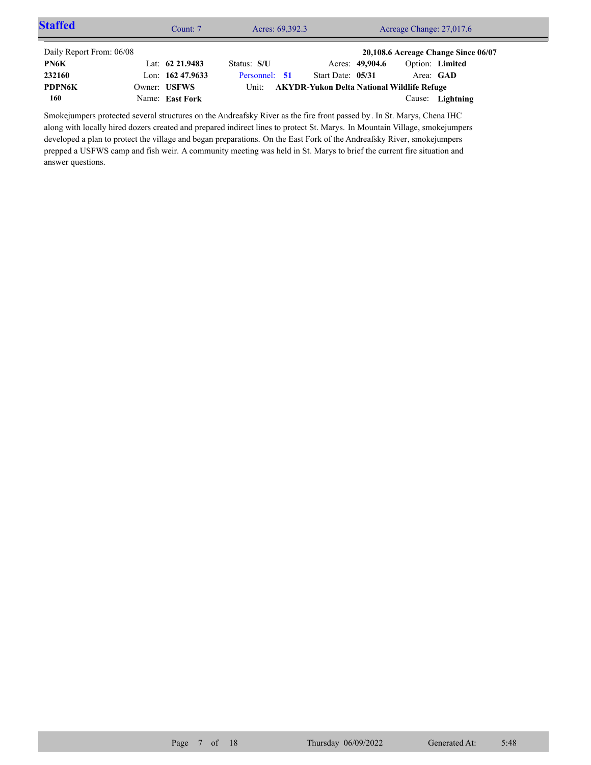## Staffed

Count: 7 | Acres: 69,392.3 | Acreage Change: 27,017.6

Daily Report From: 06/08

**20,108.6 Acreage Change Since 06/07**

| | | | | | |
|---|---|---|---|---|---|
| **PN6K** | Lat: **62 21.9483** | Status: **S/U** | Acres: **49,904.6** | Option: **Limited** | |
| **232160** | Lon: **162 47.9633** | Personnel: **51** | Start Date: **05/31** | Area: **GAD** | |
| **PDPN6K** | Owner: **USFWS** | Unit: **AKYDR-Yukon Delta National Wildlife Refuge** | | | |
| **160** | Name: **East Fork** | | | Cause: **Lightning** | |

Smokejumpers protected several structures on the Andreafsky River as the fire front passed by. In St. Marys, Chena IHC along with locally hired dozers created and prepared indirect lines to protect St. Marys. In Mountain Village, smokejumpers developed a plan to protect the village and began preparations. On the East Fork of the Andreafsky River, smokejumpers prepped a USFWS camp and fish weir. A community meeting was held in St. Marys to brief the current fire situation and answer questions.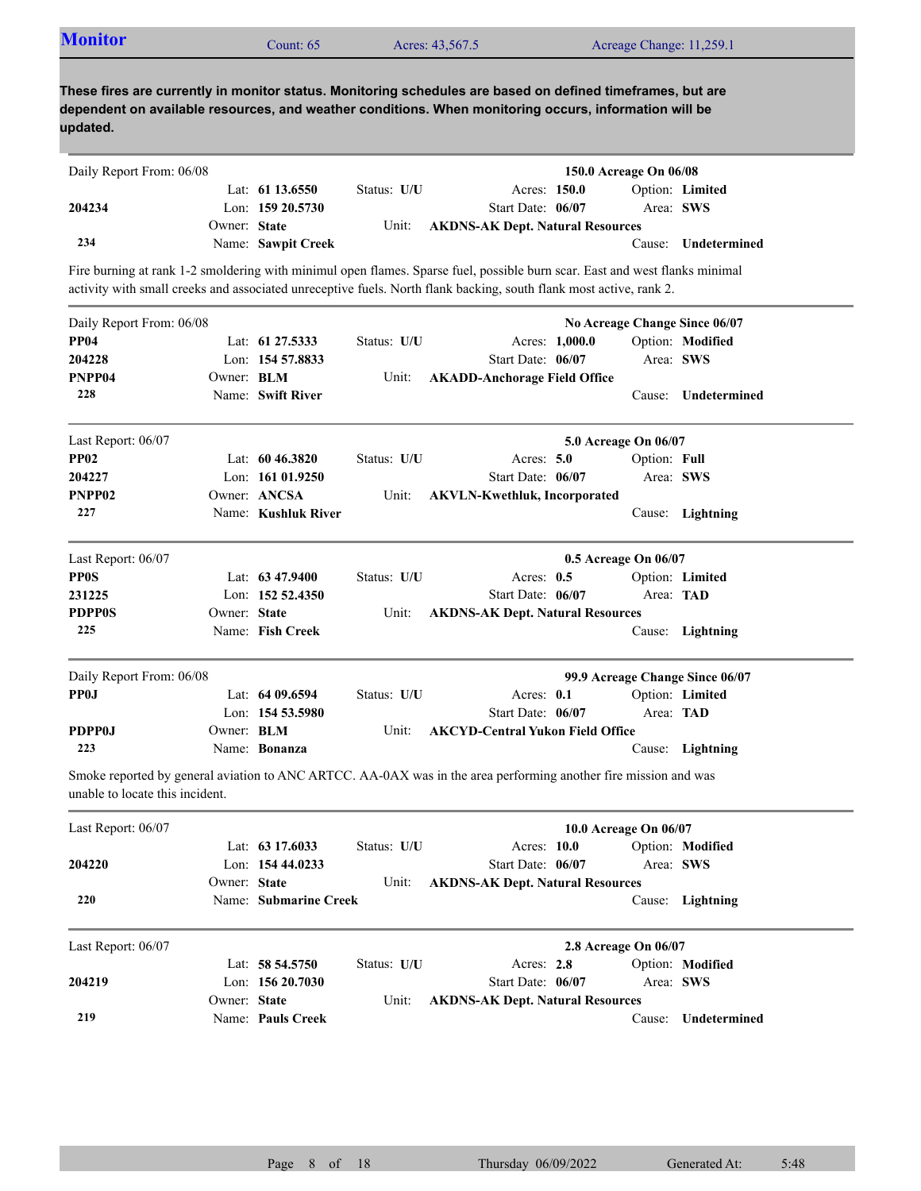## Monitor

Count: 65 | Acres: 43,567.5 | Acreage Change: 11,259.1

**These fires are currently in monitor status. Monitoring schedules are based on defined timeframes, but are dependent on available resources, and weather conditions. When monitoring occurs, information will be updated.**

---

Daily Report From: 06/08 — **150.0 Acreage On 06/08**

| | | | |
|---|---|---|---|
| | Lat: **61 13.6550** | Status: **U/U** | Acres: **150.0** | Option: **Limited** |
| **204234** | Lon: **159 20.5730** | | Start Date: **06/07** | Area: **SWS** |
| | Owner: **State** | Unit: | **AKDNS-AK Dept. Natural Resources** | |
| **234** | Name: **Sawpit Creek** | | | Cause: **Undetermined** |

Fire burning at rank 1-2 smoldering with minimul open flames. Sparse fuel, possible burn scar. East and west flanks minimal activity with small creeks and associated unreceptive fuels. North flank backing, south flank most active, rank 2.

---

Daily Report From: 06/08 — **No Acreage Change Since 06/07**

| | | | | |
|---|---|---|---|---|
| **PP04** | Lat: **61 27.5333** | Status: **U/U** | Acres: **1,000.0** | Option: **Modified** |
| **204228** | Lon: **154 57.8833** | | Start Date: **06/07** | Area: **SWS** |
| **PNPP04** | Owner: **BLM** | Unit: | **AKADD-Anchorage Field Office** | |
| **228** | Name: **Swift River** | | | Cause: **Undetermined** |

---

Last Report: 06/07 — **5.0 Acreage On 06/07**

| | | | | |
|---|---|---|---|---|
| **PP02** | Lat: **60 46.3820** | Status: **U/U** | Acres: **5.0** | Option: **Full** |
| **204227** | Lon: **161 01.9250** | | Start Date: **06/07** | Area: **SWS** |
| **PNPP02** | Owner: **ANCSA** | Unit: | **AKVLN-Kwethluk, Incorporated** | |
| **227** | Name: **Kushluk River** | | | Cause: **Lightning** |

---

Last Report: 06/07 — **0.5 Acreage On 06/07**

| | | | | |
|---|---|---|---|---|
| **PP0S** | Lat: **63 47.9400** | Status: **U/U** | Acres: **0.5** | Option: **Limited** |
| **231225** | Lon: **152 52.4350** | | Start Date: **06/07** | Area: **TAD** |
| **PDPP0S** | Owner: **State** | Unit: | **AKDNS-AK Dept. Natural Resources** | |
| **225** | Name: **Fish Creek** | | | Cause: **Lightning** |

---

Daily Report From: 06/08 — **99.9 Acreage Change Since 06/07**

| | | | | |
|---|---|---|---|---|
| **PP0J** | Lat: **64 09.6594** | Status: **U/U** | Acres: **0.1** | Option: **Limited** |
| | Lon: **154 53.5980** | | Start Date: **06/07** | Area: **TAD** |
| **PDPP0J** | Owner: **BLM** | Unit: | **AKCYD-Central Yukon Field Office** | |
| **223** | Name: **Bonanza** | | | Cause: **Lightning** |

Smoke reported by general aviation to ANC ARTCC. AA-0AX was in the area performing another fire mission and was unable to locate this incident.

---

Last Report: 06/07 — **10.0 Acreage On 06/07**

| | | | | |
|---|---|---|---|---|
| | Lat: **63 17.6033** | Status: **U/U** | Acres: **10.0** | Option: **Modified** |
| **204220** | Lon: **154 44.0233** | | Start Date: **06/07** | Area: **SWS** |
| | Owner: **State** | Unit: | **AKDNS-AK Dept. Natural Resources** | |
| **220** | Name: **Submarine Creek** | | | Cause: **Lightning** |

---

Last Report: 06/07 — **2.8 Acreage On 06/07**

| | | | | |
|---|---|---|---|---|
| | Lat: **58 54.5750** | Status: **U/U** | Acres: **2.8** | Option: **Modified** |
| **204219** | Lon: **156 20.7030** | | Start Date: **06/07** | Area: **SWS** |
| | Owner: **State** | Unit: | **AKDNS-AK Dept. Natural Resources** | |
| **219** | Name: **Pauls Creek** | | | Cause: **Undetermined** |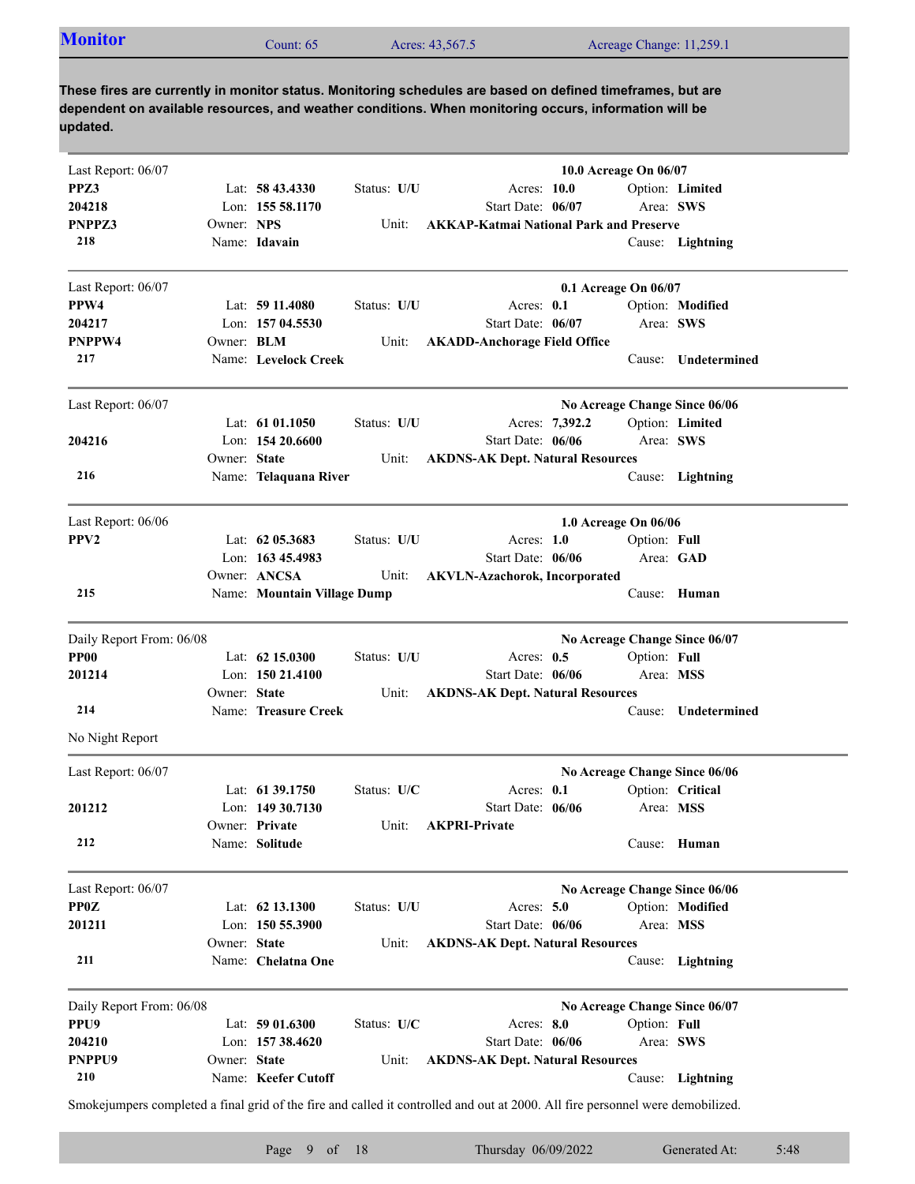## Monitor

Count: 65 | Acres: 43,567.5 | Acreage Change: 11,259.1

**These fires are currently in monitor status. Monitoring schedules are based on defined timeframes, but are dependent on available resources, and weather conditions. When monitoring occurs, information will be updated.**

---

Last Report: 06/07 — **10.0 Acreage On 06/07**

**PPZ3** | Lat: **58 43.4330** | Status: **U/U** | Acres: **10.0** | Option: **Limited**
**204218** | Lon: **155 58.1170** | Start Date: **06/07** | Area: **SWS**
**PNPPZ3** | Owner: **NPS** | Unit: **AKKAP-Katmai National Park and Preserve**
**218** | Name: **Idavain** | Cause: **Lightning**

---

Last Report: 06/07 — **0.1 Acreage On 06/07**

**PPW4** | Lat: **59 11.4080** | Status: **U/U** | Acres: **0.1** | Option: **Modified**
**204217** | Lon: **157 04.5530** | Start Date: **06/07** | Area: **SWS**
**PNPPW4** | Owner: **BLM** | Unit: **AKADD-Anchorage Field Office**
**217** | Name: **Levelock Creek** | Cause: **Undetermined**

---

Last Report: 06/07 — **No Acreage Change Since 06/06**

Lat: **61 01.1050** | Status: **U/U** | Acres: **7,392.2** | Option: **Limited**
**204216** | Lon: **154 20.6600** | Start Date: **06/06** | Area: **SWS**
Owner: **State** | Unit: **AKDNS-AK Dept. Natural Resources**
**216** | Name: **Telaquana River** | Cause: **Lightning**

---

Last Report: 06/06 — **1.0 Acreage On 06/06**

**PPV2** | Lat: **62 05.3683** | Status: **U/U** | Acres: **1.0** | Option: **Full**
Lon: **163 45.4983** | Start Date: **06/06** | Area: **GAD**
Owner: **ANCSA** | Unit: **AKVLN-Azachorok, Incorporated**
**215** | Name: **Mountain Village Dump** | Cause: **Human**

---

Daily Report From: 06/08 — **No Acreage Change Since 06/07**

**PP00** | Lat: **62 15.0300** | Status: **U/U** | Acres: **0.5** | Option: **Full**
**201214** | Lon: **150 21.4100** | Start Date: **06/06** | Area: **MSS**
Owner: **State** | Unit: **AKDNS-AK Dept. Natural Resources**
**214** | Name: **Treasure Creek** | Cause: **Undetermined**

No Night Report

---

Last Report: 06/07 — **No Acreage Change Since 06/06**

Lat: **61 39.1750** | Status: **U/C** | Acres: **0.1** | Option: **Critical**
**201212** | Lon: **149 30.7130** | Start Date: **06/06** | Area: **MSS**
Owner: **Private** | Unit: **AKPRI-Private**
**212** | Name: **Solitude** | Cause: **Human**

---

Last Report: 06/07 — **No Acreage Change Since 06/06**

**PP0Z** | Lat: **62 13.1300** | Status: **U/U** | Acres: **5.0** | Option: **Modified**
**201211** | Lon: **150 55.3900** | Start Date: **06/06** | Area: **MSS**
Owner: **State** | Unit: **AKDNS-AK Dept. Natural Resources**
**211** | Name: **Chelatna One** | Cause: **Lightning**

---

Daily Report From: 06/08 — **No Acreage Change Since 06/07**

**PPU9** | Lat: **59 01.6300** | Status: **U/C** | Acres: **8.0** | Option: **Full**
**204210** | Lon: **157 38.4620** | Start Date: **06/06** | Area: **SWS**
**PNPPU9** | Owner: **State** | Unit: **AKDNS-AK Dept. Natural Resources**
**210** | Name: **Keefer Cutoff** | Cause: **Lightning**

Smokejumpers completed a final grid of the fire and called it controlled and out at 2000. All fire personnel were demobilized.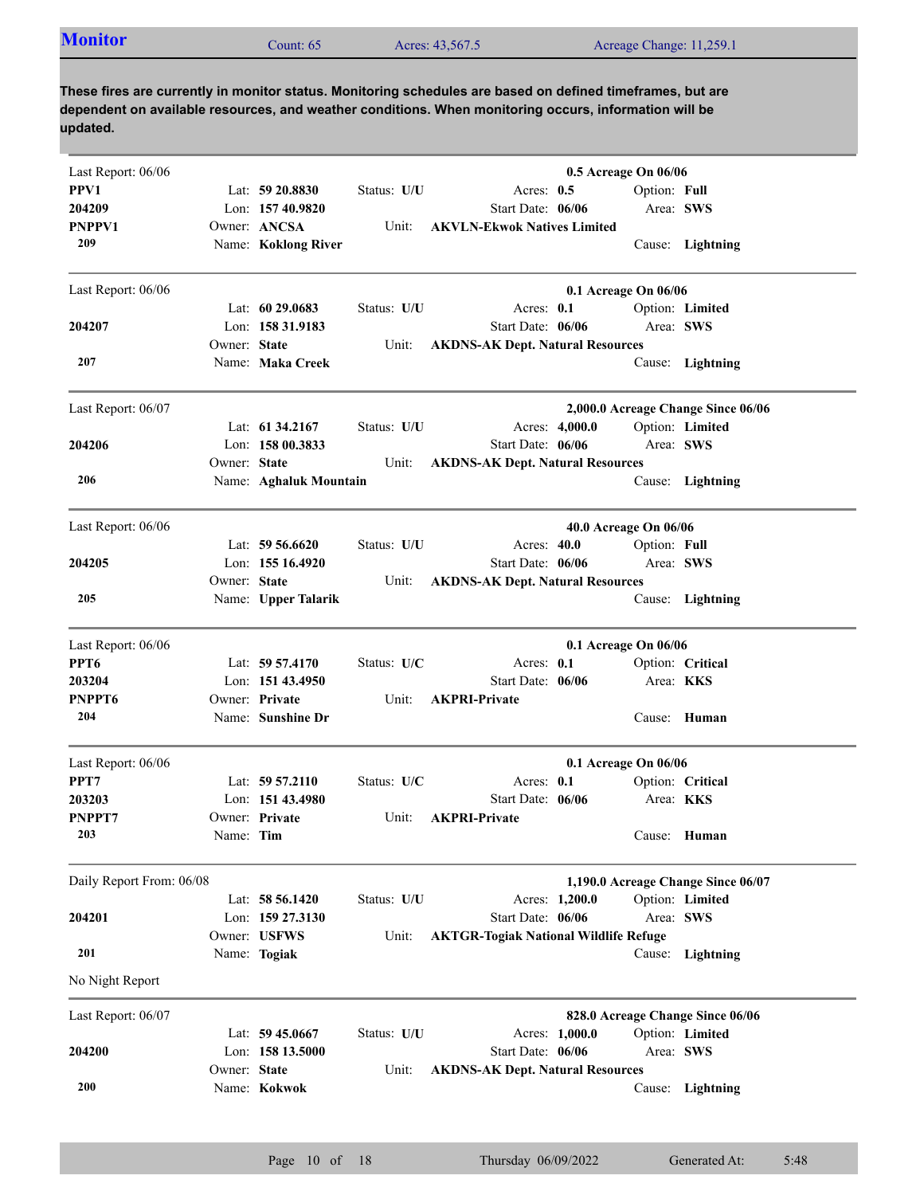## Monitor

Count: 65 | Acres: 43,567.5 | Acreage Change: 11,259.1

**These fires are currently in monitor status. Monitoring schedules are based on defined timeframes, but are dependent on available resources, and weather conditions. When monitoring occurs, information will be updated.**

---

Last Report: 06/06 — **0.5 Acreage On 06/06**

**PPV1**
**204209**
**PNPPV1**
**209**

Lat: **59 20.8830** | Status: **U/U** | Acres: **0.5** | Option: **Full**
Lon: **157 40.9820** | Start Date: **06/06** | Area: **SWS**
Owner: **ANCSA** | Unit: **AKVLN-Ekwok Natives Limited**
Name: **Koklong River** | Cause: **Lightning**

---

Last Report: 06/06 — **0.1 Acreage On 06/06**

**204207**
**207**

Lat: **60 29.0683** | Status: **U/U** | Acres: **0.1** | Option: **Limited**
Lon: **158 31.9183** | Start Date: **06/06** | Area: **SWS**
Owner: **State** | Unit: **AKDNS-AK Dept. Natural Resources**
Name: **Maka Creek** | Cause: **Lightning**

---

Last Report: 06/07 — **2,000.0 Acreage Change Since 06/06**

**204206**
**206**

Lat: **61 34.2167** | Status: **U/U** | Acres: **4,000.0** | Option: **Limited**
Lon: **158 00.3833** | Start Date: **06/06** | Area: **SWS**
Owner: **State** | Unit: **AKDNS-AK Dept. Natural Resources**
Name: **Aghaluk Mountain** | Cause: **Lightning**

---

Last Report: 06/06 — **40.0 Acreage On 06/06**

**204205**
**205**

Lat: **59 56.6620** | Status: **U/U** | Acres: **40.0** | Option: **Full**
Lon: **155 16.4920** | Start Date: **06/06** | Area: **SWS**
Owner: **State** | Unit: **AKDNS-AK Dept. Natural Resources**
Name: **Upper Talarik** | Cause: **Lightning**

---

Last Report: 06/06 — **0.1 Acreage On 06/06**

**PPT6**
**203204**
**PNPPT6**
**204**

Lat: **59 57.4170** | Status: **U/C** | Acres: **0.1** | Option: **Critical**
Lon: **151 43.4950** | Start Date: **06/06** | Area: **KKS**
Owner: **Private** | Unit: **AKPRI-Private**
Name: **Sunshine Dr** | Cause: **Human**

---

Last Report: 06/06 — **0.1 Acreage On 06/06**

**PPT7**
**203203**
**PNPPT7**
**203**

Lat: **59 57.2110** | Status: **U/C** | Acres: **0.1** | Option: **Critical**
Lon: **151 43.4980** | Start Date: **06/06** | Area: **KKS**
Owner: **Private** | Unit: **AKPRI-Private**
Name: **Tim** | Cause: **Human**

---

Daily Report From: 06/08 — **1,190.0 Acreage Change Since 06/07**

**204201**
**201**

Lat: **58 56.1420** | Status: **U/U** | Acres: **1,200.0** | Option: **Limited**
Lon: **159 27.3130** | Start Date: **06/06** | Area: **SWS**
Owner: **USFWS** | Unit: **AKTGR-Togiak National Wildlife Refuge**
Name: **Togiak** | Cause: **Lightning**

No Night Report

---

Last Report: 06/07 — **828.0 Acreage Change Since 06/06**

**204200**
**200**

Lat: **59 45.0667** | Status: **U/U** | Acres: **1,000.0** | Option: **Limited**
Lon: **158 13.5000** | Start Date: **06/06** | Area: **SWS**
Owner: **State** | Unit: **AKDNS-AK Dept. Natural Resources**
Name: **Kokwok** | Cause: **Lightning**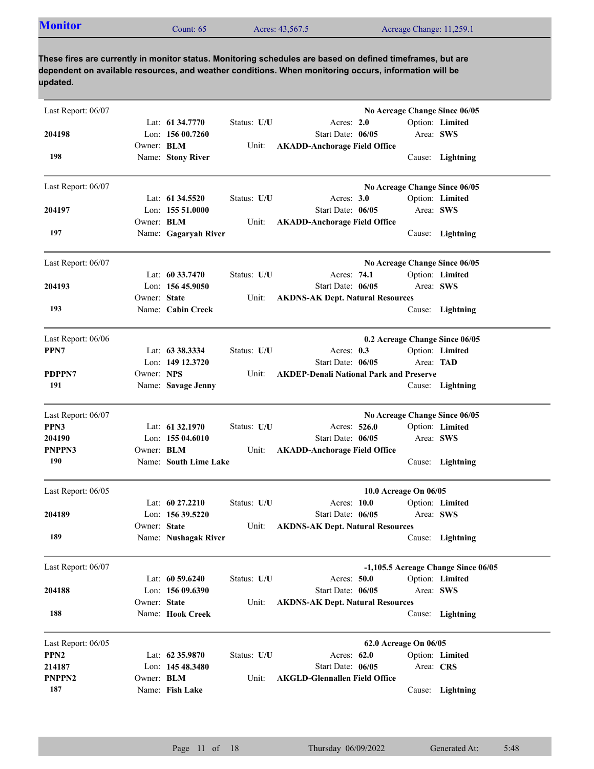## Monitor

Count: 65 | Acres: 43,567.5 | Acreage Change: 11,259.1

**These fires are currently in monitor status. Monitoring schedules are based on defined timeframes, but are dependent on available resources, and weather conditions. When monitoring occurs, information will be updated.**

---

Last Report: 06/07 — **No Acreage Change Since 06/05**

**204198**
**198**

Lat: **61 34.7770** | Status: **U/U** | Acres: **2.0** | Option: **Limited**
Lon: **156 00.7260** | Start Date: **06/05** | Area: **SWS**
Owner: **BLM** | Unit: **AKADD-Anchorage Field Office**
Name: **Stony River** | Cause: **Lightning**

---

Last Report: 06/07 — **No Acreage Change Since 06/05**

**204197**
**197**

Lat: **61 34.5520** | Status: **U/U** | Acres: **3.0** | Option: **Limited**
Lon: **155 51.0000** | Start Date: **06/05** | Area: **SWS**
Owner: **BLM** | Unit: **AKADD-Anchorage Field Office**
Name: **Gagaryah River** | Cause: **Lightning**

---

Last Report: 06/07 — **No Acreage Change Since 06/05**

**204193**
**193**

Lat: **60 33.7470** | Status: **U/U** | Acres: **74.1** | Option: **Limited**
Lon: **156 45.9050** | Start Date: **06/05** | Area: **SWS**
Owner: **State** | Unit: **AKDNS-AK Dept. Natural Resources**
Name: **Cabin Creek** | Cause: **Lightning**

---

Last Report: 06/06 — **0.2 Acreage Change Since 06/05**

**PPN7**
**PDPPN7**
**191**

Lat: **63 38.3334** | Status: **U/U** | Acres: **0.3** | Option: **Limited**
Lon: **149 12.3720** | Start Date: **06/05** | Area: **TAD**
Owner: **NPS** | Unit: **AKDEP-Denali National Park and Preserve**
Name: **Savage Jenny** | Cause: **Lightning**

---

Last Report: 06/07 — **No Acreage Change Since 06/05**

**PPN3**
**204190**
**PNPPN3**
**190**

Lat: **61 32.1970** | Status: **U/U** | Acres: **526.0** | Option: **Limited**
Lon: **155 04.6010** | Start Date: **06/05** | Area: **SWS**
Owner: **BLM** | Unit: **AKADD-Anchorage Field Office**
Name: **South Lime Lake** | Cause: **Lightning**

---

Last Report: 06/05 — **10.0 Acreage On 06/05**

**204189**
**189**

Lat: **60 27.2210** | Status: **U/U** | Acres: **10.0** | Option: **Limited**
Lon: **156 39.5220** | Start Date: **06/05** | Area: **SWS**
Owner: **State** | Unit: **AKDNS-AK Dept. Natural Resources**
Name: **Nushagak River** | Cause: **Lightning**

---

Last Report: 06/07 — **-1,105.5 Acreage Change Since 06/05**

**204188**
**188**

Lat: **60 59.6240** | Status: **U/U** | Acres: **50.0** | Option: **Limited**
Lon: **156 09.6390** | Start Date: **06/05** | Area: **SWS**
Owner: **State** | Unit: **AKDNS-AK Dept. Natural Resources**
Name: **Hook Creek** | Cause: **Lightning**

---

Last Report: 06/05 — **62.0 Acreage On 06/05**

**PPN2**
**214187**
**PNPPN2**
**187**

Lat: **62 35.9870** | Status: **U/U** | Acres: **62.0** | Option: **Limited**
Lon: **145 48.3480** | Start Date: **06/05** | Area: **CRS**
Owner: **BLM** | Unit: **AKGLD-Glennallen Field Office**
Name: **Fish Lake** | Cause: **Lightning**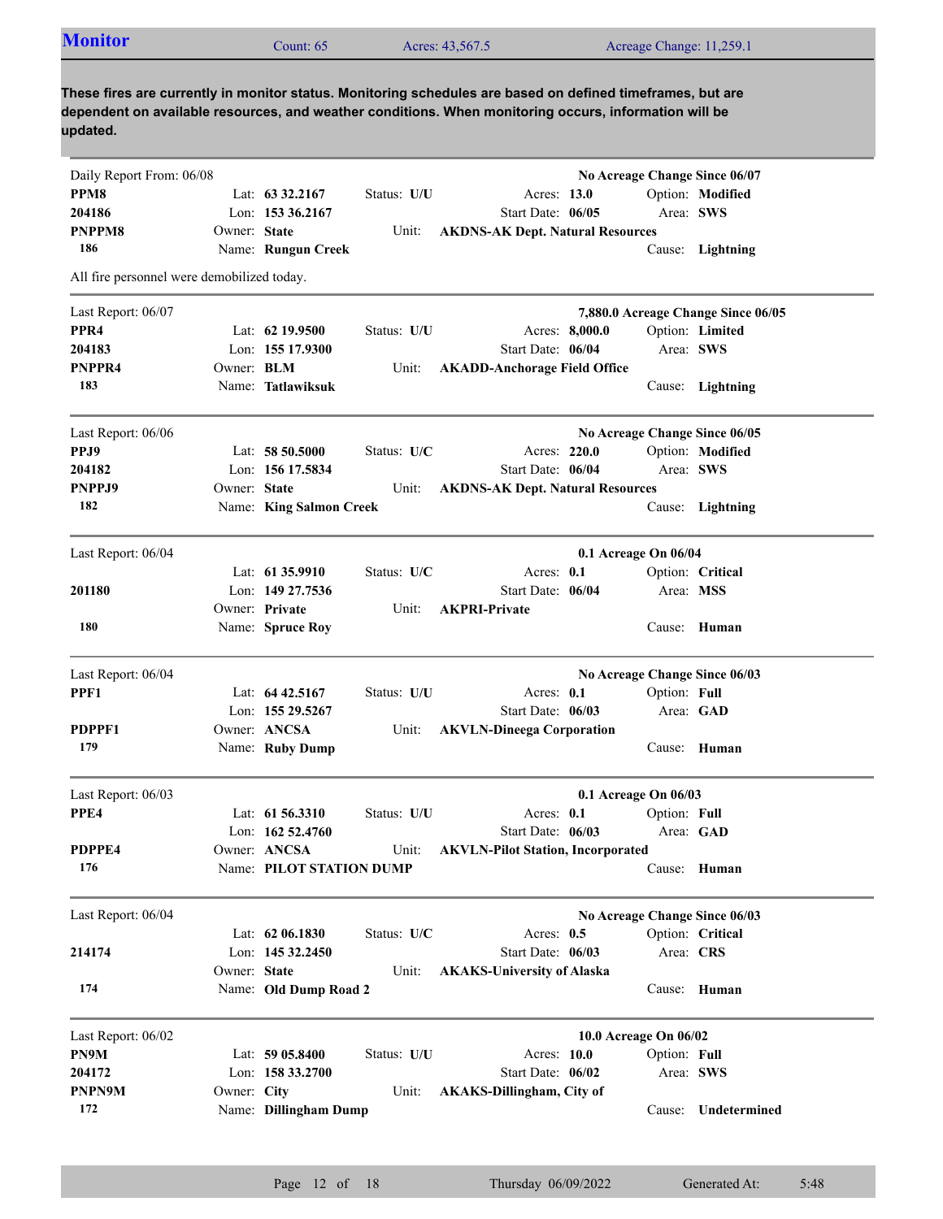## Monitor

Count: 65 Acres: 43,567.5 Acreage Change: 11,259.1

**These fires are currently in monitor status. Monitoring schedules are based on defined timeframes, but are dependent on available resources, and weather conditions. When monitoring occurs, information will be updated.**

---

Daily Report From: 06/08 — **No Acreage Change Since 06/07**

**PPM8** | Lat: **63 32.2167** | Status: **U/U** | Acres: **13.0** | Option: **Modified**
**204186** | Lon: **153 36.2167** | Start Date: **06/05** | Area: **SWS**
**PNPPM8** | Owner: **State** | Unit: **AKDNS-AK Dept. Natural Resources**
**186** | Name: **Rungun Creek** | Cause: **Lightning**

All fire personnel were demobilized today.

---

Last Report: 06/07 — **7,880.0 Acreage Change Since 06/05**

**PPR4** | Lat: **62 19.9500** | Status: **U/U** | Acres: **8,000.0** | Option: **Limited**
**204183** | Lon: **155 17.9300** | Start Date: **06/04** | Area: **SWS**
**PNPPR4** | Owner: **BLM** | Unit: **AKADD-Anchorage Field Office**
**183** | Name: **Tatlawiksuk** | Cause: **Lightning**

---

Last Report: 06/06 — **No Acreage Change Since 06/05**

**PPJ9** | Lat: **58 50.5000** | Status: **U/C** | Acres: **220.0** | Option: **Modified**
**204182** | Lon: **156 17.5834** | Start Date: **06/04** | Area: **SWS**
**PNPPJ9** | Owner: **State** | Unit: **AKDNS-AK Dept. Natural Resources**
**182** | Name: **King Salmon Creek** | Cause: **Lightning**

---

Last Report: 06/04 — **0.1 Acreage On 06/04**

Lat: **61 35.9910** | Status: **U/C** | Acres: **0.1** | Option: **Critical**
**201180** | Lon: **149 27.7536** | Start Date: **06/04** | Area: **MSS**
Owner: **Private** | Unit: **AKPRI-Private**
**180** | Name: **Spruce Roy** | Cause: **Human**

---

Last Report: 06/04 — **No Acreage Change Since 06/03**

**PPF1** | Lat: **64 42.5167** | Status: **U/U** | Acres: **0.1** | Option: **Full**
Lon: **155 29.5267** | Start Date: **06/03** | Area: **GAD**
**PDPPF1** | Owner: **ANCSA** | Unit: **AKVLN-Dineega Corporation**
**179** | Name: **Ruby Dump** | Cause: **Human**

---

Last Report: 06/03 — **0.1 Acreage On 06/03**

**PPE4** | Lat: **61 56.3310** | Status: **U/U** | Acres: **0.1** | Option: **Full**
Lon: **162 52.4760** | Start Date: **06/03** | Area: **GAD**
**PDPPE4** | Owner: **ANCSA** | Unit: **AKVLN-Pilot Station, Incorporated**
**176** | Name: **PILOT STATION DUMP** | Cause: **Human**

---

Last Report: 06/04 — **No Acreage Change Since 06/03**

Lat: **62 06.1830** | Status: **U/C** | Acres: **0.5** | Option: **Critical**
**214174** | Lon: **145 32.2450** | Start Date: **06/03** | Area: **CRS**
Owner: **State** | Unit: **AKAKS-University of Alaska**
**174** | Name: **Old Dump Road 2** | Cause: **Human**

---

Last Report: 06/02 — **10.0 Acreage On 06/02**

**PN9M** | Lat: **59 05.8400** | Status: **U/U** | Acres: **10.0** | Option: **Full**
**204172** | Lon: **158 33.2700** | Start Date: **06/02** | Area: **SWS**
**PNPN9M** | Owner: **City** | Unit: **AKAKS-Dillingham, City of**
**172** | Name: **Dillingham Dump** | Cause: **Undetermined**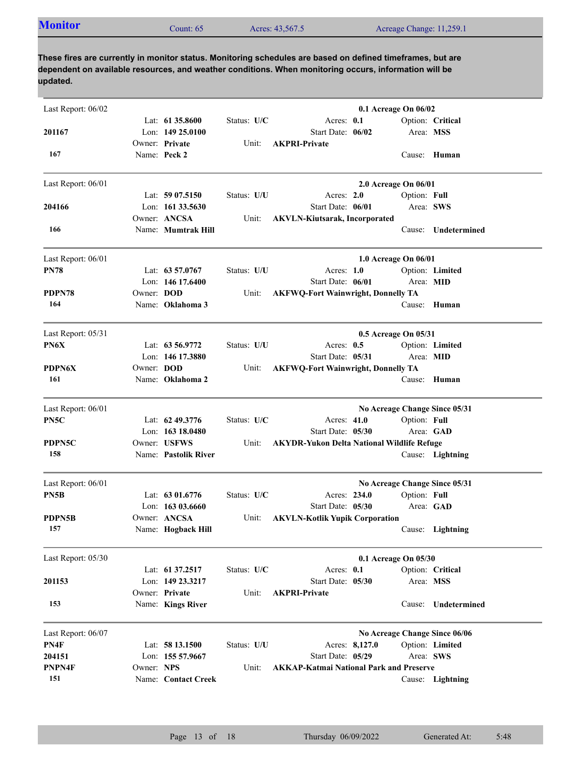## Monitor

Count: 65 | Acres: 43,567.5 | Acreage Change: 11,259.1

**These fires are currently in monitor status. Monitoring schedules are based on defined timeframes, but are dependent on available resources, and weather conditions. When monitoring occurs, information will be updated.**

---

Last Report: 06/02 — **0.1 Acreage On 06/02**

| | | | |
|---|---|---|---|
| **201167** | Lat: **61 35.8600** | Status: **U/C** | Acres: **0.1** | 
| | Lon: **149 25.0100** | Start Date: **06/02** | Option: **Critical** |
| | Owner: **Private** | Unit: **AKPRI-Private** | Area: **MSS** |
| **167** | Name: **Peck 2** | | Cause: **Human** |

---

Last Report: 06/01 — **2.0 Acreage On 06/01**

| | | | |
|---|---|---|---|
| **204166** | Lat: **59 07.5150** | Status: **U/U** | Acres: **2.0** |
| | Lon: **161 33.5630** | Start Date: **06/01** | Option: **Full** |
| | Owner: **ANCSA** | Unit: **AKVLN-Kiutsarak, Incorporated** | Area: **SWS** |
| **166** | Name: **Mumtrak Hill** | | Cause: **Undetermined** |

---

Last Report: 06/01 — **1.0 Acreage On 06/01**

| | | | |
|---|---|---|---|
| **PN78** | Lat: **63 57.0767** | Status: **U/U** | Acres: **1.0** |
| **PDPN78** | Lon: **146 17.6400** | Start Date: **06/01** | Option: **Limited** |
| | Owner: **DOD** | Unit: **AKFWQ-Fort Wainwright, Donnelly TA** | Area: **MID** |
| **164** | Name: **Oklahoma 3** | | Cause: **Human** |

---

Last Report: 05/31 — **0.5 Acreage On 05/31**

| | | | |
|---|---|---|---|
| **PN6X** | Lat: **63 56.9772** | Status: **U/U** | Acres: **0.5** |
| **PDPN6X** | Lon: **146 17.3880** | Start Date: **05/31** | Option: **Limited** |
| | Owner: **DOD** | Unit: **AKFWQ-Fort Wainwright, Donnelly TA** | Area: **MID** |
| **161** | Name: **Oklahoma 2** | | Cause: **Human** |

---

Last Report: 06/01 — **No Acreage Change Since 05/31**

| | | | |
|---|---|---|---|
| **PN5C** | Lat: **62 49.3776** | Status: **U/C** | Acres: **41.0** |
| **PDPN5C** | Lon: **163 18.0480** | Start Date: **05/30** | Option: **Full** |
| | Owner: **USFWS** | Unit: **AKYDR-Yukon Delta National Wildlife Refuge** | Area: **GAD** |
| **158** | Name: **Pastolik River** | | Cause: **Lightning** |

---

Last Report: 06/01 — **No Acreage Change Since 05/31**

| | | | |
|---|---|---|---|
| **PN5B** | Lat: **63 01.6776** | Status: **U/C** | Acres: **234.0** |
| **PDPN5B** | Lon: **163 03.6660** | Start Date: **05/30** | Option: **Full** |
| | Owner: **ANCSA** | Unit: **AKVLN-Kotlik Yupik Corporation** | Area: **GAD** |
| **157** | Name: **Hogback Hill** | | Cause: **Lightning** |

---

Last Report: 05/30 — **0.1 Acreage On 05/30**

| | | | |
|---|---|---|---|
| **201153** | Lat: **61 37.2517** | Status: **U/C** | Acres: **0.1** |
| | Lon: **149 23.3217** | Start Date: **05/30** | Option: **Critical** |
| | Owner: **Private** | Unit: **AKPRI-Private** | Area: **MSS** |
| **153** | Name: **Kings River** | | Cause: **Undetermined** |

---

Last Report: 06/07 — **No Acreage Change Since 06/06**

| | | | |
|---|---|---|---|
| **PN4F** / **204151** | Lat: **58 13.1500** | Status: **U/U** | Acres: **8,127.0** |
| **PNPN4F** | Lon: **155 57.9667** | Start Date: **05/29** | Option: **Limited** |
| | Owner: **NPS** | Unit: **AKKAP-Katmai National Park and Preserve** | Area: **SWS** |
| **151** | Name: **Contact Creek** | | Cause: **Lightning** |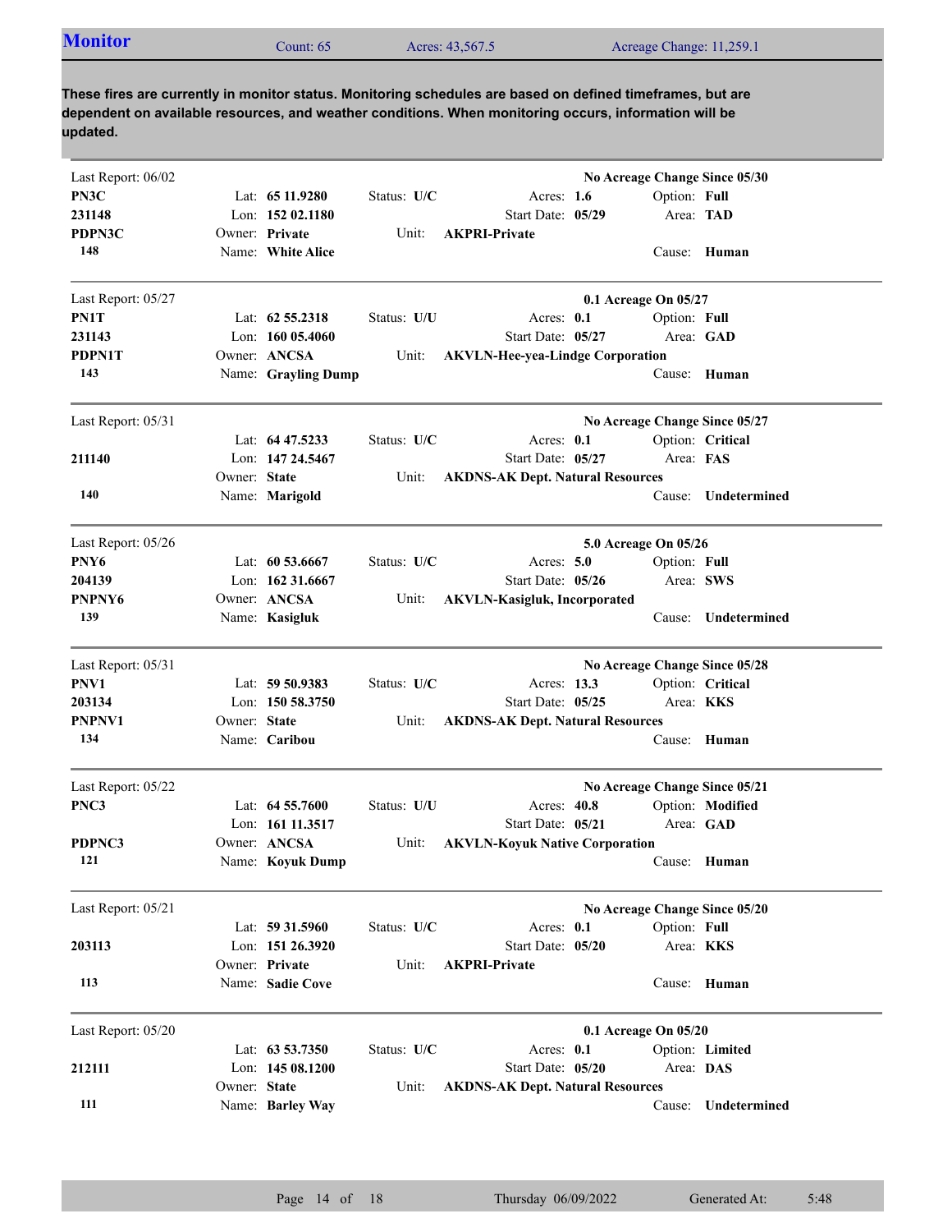## Monitor

Count: 65 | Acres: 43,567.5 | Acreage Change: 11,259.1

**These fires are currently in monitor status. Monitoring schedules are based on defined timeframes, but are dependent on available resources, and weather conditions. When monitoring occurs, information will be updated.**

---

Last Report: 06/02 — **No Acreage Change Since 05/30**

**PN3C**
**231148**
**PDPN3C**
**148**

- Lat: **65 11.9280**
- Lon: **152 02.1180**
- Owner: **Private**
- Name: **White Alice**
- Status: **U/C**
- Unit: **AKPRI-Private**
- Acres: **1.6**
- Start Date: **05/29**
- Option: **Full**
- Area: **TAD**
- Cause: **Human**

---

Last Report: 05/27 — **0.1 Acreage On 05/27**

**PN1T**
**231143**
**PDPN1T**
**143**

- Lat: **62 55.2318**
- Lon: **160 05.4060**
- Owner: **ANCSA**
- Name: **Grayling Dump**
- Status: **U/U**
- Unit: **AKVLN-Hee-yea-Lindge Corporation**
- Acres: **0.1**
- Start Date: **05/27**
- Option: **Full**
- Area: **GAD**
- Cause: **Human**

---

Last Report: 05/31 — **No Acreage Change Since 05/27**

**211140**
**140**

- Lat: **64 47.5233**
- Lon: **147 24.5467**
- Owner: **State**
- Name: **Marigold**
- Status: **U/C**
- Unit: **AKDNS-AK Dept. Natural Resources**
- Acres: **0.1**
- Start Date: **05/27**
- Option: **Critical**
- Area: **FAS**
- Cause: **Undetermined**

---

Last Report: 05/26 — **5.0 Acreage On 05/26**

**PNY6**
**204139**
**PNPNY6**
**139**

- Lat: **60 53.6667**
- Lon: **162 31.6667**
- Owner: **ANCSA**
- Name: **Kasigluk**
- Status: **U/C**
- Unit: **AKVLN-Kasigluk, Incorporated**
- Acres: **5.0**
- Start Date: **05/26**
- Option: **Full**
- Area: **SWS**
- Cause: **Undetermined**

---

Last Report: 05/31 — **No Acreage Change Since 05/28**

**PNV1**
**203134**
**PNPNV1**
**134**

- Lat: **59 50.9383**
- Lon: **150 58.3750**
- Owner: **State**
- Name: **Caribou**
- Status: **U/C**
- Unit: **AKDNS-AK Dept. Natural Resources**
- Acres: **13.3**
- Start Date: **05/25**
- Option: **Critical**
- Area: **KKS**
- Cause: **Human**

---

Last Report: 05/22 — **No Acreage Change Since 05/21**

**PNC3**
**PDPNC3**
**121**

- Lat: **64 55.7600**
- Lon: **161 11.3517**
- Owner: **ANCSA**
- Name: **Koyuk Dump**
- Status: **U/U**
- Unit: **AKVLN-Koyuk Native Corporation**
- Acres: **40.8**
- Start Date: **05/21**
- Option: **Modified**
- Area: **GAD**
- Cause: **Human**

---

Last Report: 05/21 — **No Acreage Change Since 05/20**

**203113**
**113**

- Lat: **59 31.5960**
- Lon: **151 26.3920**
- Owner: **Private**
- Name: **Sadie Cove**
- Status: **U/C**
- Unit: **AKPRI-Private**
- Acres: **0.1**
- Start Date: **05/20**
- Option: **Full**
- Area: **KKS**
- Cause: **Human**

---

Last Report: 05/20 — **0.1 Acreage On 05/20**

**212111**
**111**

- Lat: **63 53.7350**
- Lon: **145 08.1200**
- Owner: **State**
- Name: **Barley Way**
- Status: **U/C**
- Unit: **AKDNS-AK Dept. Natural Resources**
- Acres: **0.1**
- Start Date: **05/20**
- Option: **Limited**
- Area: **DAS**
- Cause: **Undetermined**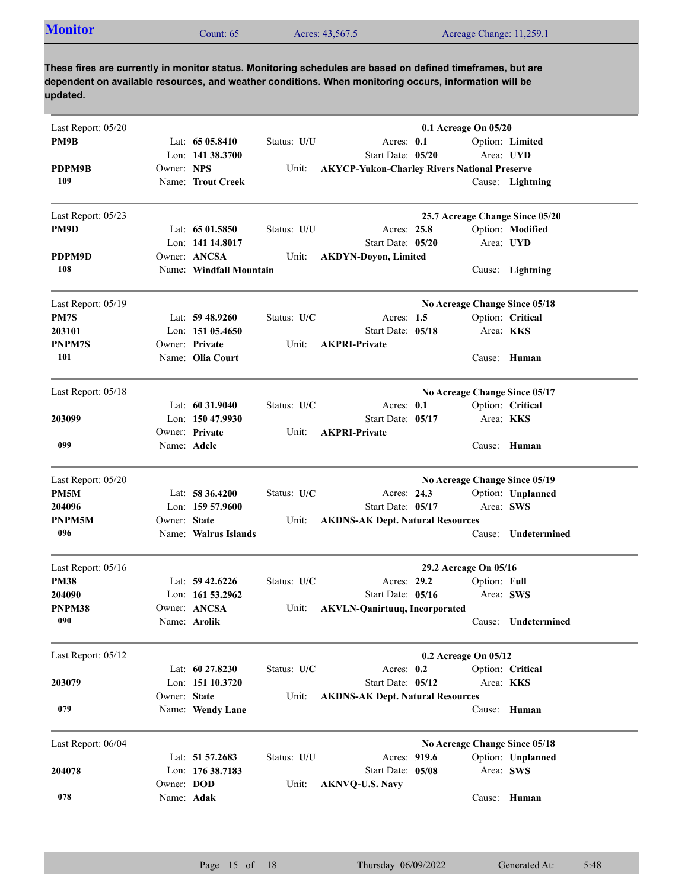## Monitor

Count: 65 | Acres: 43,567.5 | Acreage Change: 11,259.1

**These fires are currently in monitor status. Monitoring schedules are based on defined timeframes, but are dependent on available resources, and weather conditions. When monitoring occurs, information will be updated.**

---

Last Report: 05/20 — **0.1 Acreage On 05/20**

**PM9B**
**PDPM9B**
**109**

Lat: **65 05.8410** | Status: **U/U** | Acres: **0.1** | Option: **Limited**
Lon: **141 38.3700** | Start Date: **05/20** | Area: **UYD**
Owner: **NPS** | Unit: **AKYCP-Yukon-Charley Rivers National Preserve**
Name: **Trout Creek** | Cause: **Lightning**

---

Last Report: 05/23 — **25.7 Acreage Change Since 05/20**

**PM9D**
**PDPM9D**
**108**

Lat: **65 01.5850** | Status: **U/U** | Acres: **25.8** | Option: **Modified**
Lon: **141 14.8017** | Start Date: **05/20** | Area: **UYD**
Owner: **ANCSA** | Unit: **AKDYN-Doyon, Limited**
Name: **Windfall Mountain** | Cause: **Lightning**

---

Last Report: 05/19 — **No Acreage Change Since 05/18**

**PM7S**
**203101**
**PNPM7S**
**101**

Lat: **59 48.9260** | Status: **U/C** | Acres: **1.5** | Option: **Critical**
Lon: **151 05.4650** | Start Date: **05/18** | Area: **KKS**
Owner: **Private** | Unit: **AKPRI-Private**
Name: **Olia Court** | Cause: **Human**

---

Last Report: 05/18 — **No Acreage Change Since 05/17**

**203099**
**099**

Lat: **60 31.9040** | Status: **U/C** | Acres: **0.1** | Option: **Critical**
Lon: **150 47.9930** | Start Date: **05/17** | Area: **KKS**
Owner: **Private** | Unit: **AKPRI-Private**
Name: **Adele** | Cause: **Human**

---

Last Report: 05/20 — **No Acreage Change Since 05/19**

**PM5M**
**204096**
**PNPM5M**
**096**

Lat: **58 36.4200** | Status: **U/C** | Acres: **24.3** | Option: **Unplanned**
Lon: **159 57.9600** | Start Date: **05/17** | Area: **SWS**
Owner: **State** | Unit: **AKDNS-AK Dept. Natural Resources**
Name: **Walrus Islands** | Cause: **Undetermined**

---

Last Report: 05/16 — **29.2 Acreage On 05/16**

**PM38**
**204090**
**PNPM38**
**090**

Lat: **59 42.6226** | Status: **U/C** | Acres: **29.2** | Option: **Full**
Lon: **161 53.2962** | Start Date: **05/16** | Area: **SWS**
Owner: **ANCSA** | Unit: **AKVLN-Qanirtuuq, Incorporated**
Name: **Arolik** | Cause: **Undetermined**

---

Last Report: 05/12 — **0.2 Acreage On 05/12**

**203079**
**079**

Lat: **60 27.8230** | Status: **U/C** | Acres: **0.2** | Option: **Critical**
Lon: **151 10.3720** | Start Date: **05/12** | Area: **KKS**
Owner: **State** | Unit: **AKDNS-AK Dept. Natural Resources**
Name: **Wendy Lane** | Cause: **Human**

---

Last Report: 06/04 — **No Acreage Change Since 05/18**

**204078**
**078**

Lat: **51 57.2683** | Status: **U/U** | Acres: **919.6** | Option: **Unplanned**
Lon: **176 38.7183** | Start Date: **05/08** | Area: **SWS**
Owner: **DOD** | Unit: **AKNVQ-U.S. Navy**
Name: **Adak** | Cause: **Human**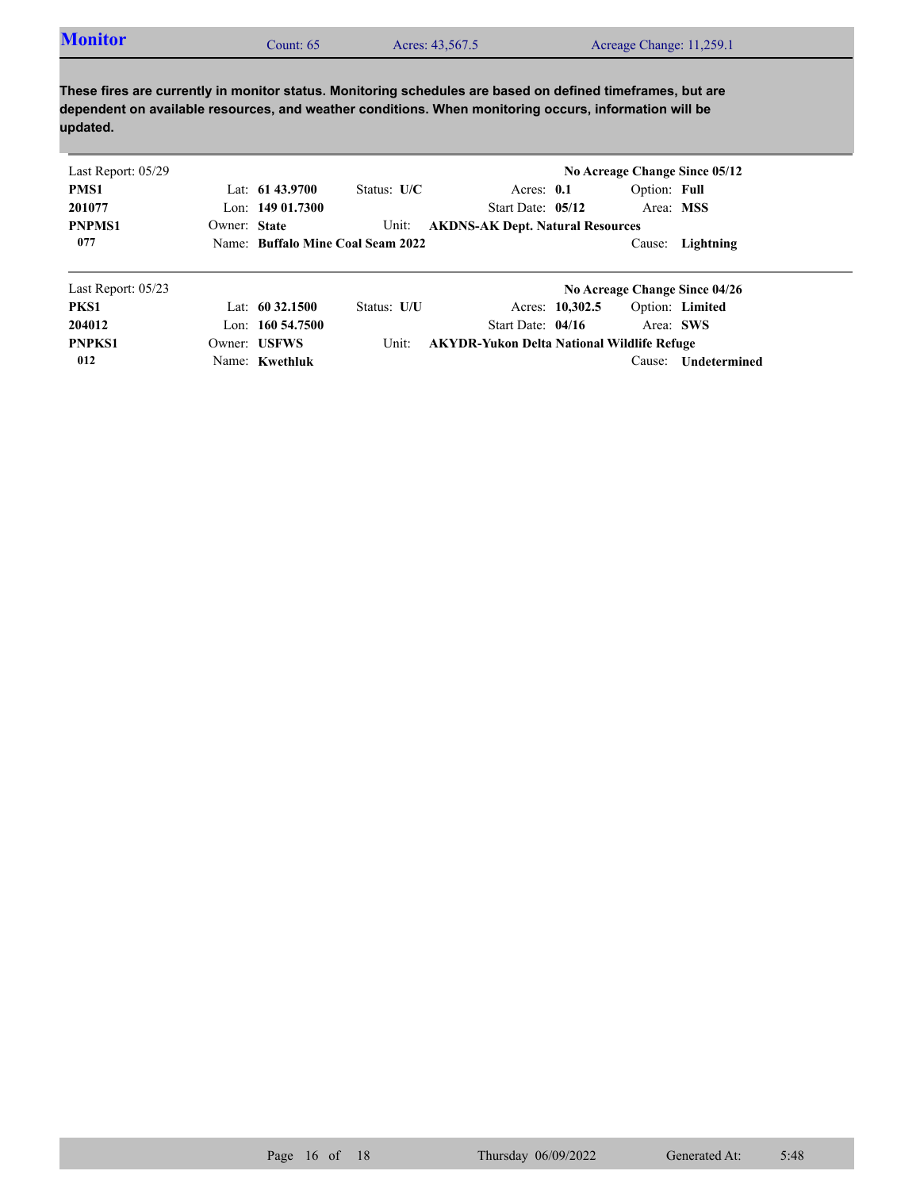## Monitor

Count: 65 | Acres: 43,567.5 | Acreage Change: 11,259.1

**These fires are currently in monitor status. Monitoring schedules are based on defined timeframes, but are dependent on available resources, and weather conditions. When monitoring occurs, information will be updated.**

Last Report: 05/29 — **No Acreage Change Since 05/12**

| | | | | |
|---|---|---|---|---|
| **PMS1** | Lat: **61 43.9700** | Status: **U/C** | Acres: **0.1** | Option: **Full** |
| **201077** | Lon: **149 01.7300** | | Start Date: **05/12** | Area: **MSS** |
| **PNPMS1** | Owner: **State** | Unit: **AKDNS-AK Dept. Natural Resources** | | |
| **077** | Name: **Buffalo Mine Coal Seam 2022** | | | Cause: **Lightning** |

Last Report: 05/23 — **No Acreage Change Since 04/26**

| | | | | |
|---|---|---|---|---|
| **PKS1** | Lat: **60 32.1500** | Status: **U/U** | Acres: **10,302.5** | Option: **Limited** |
| **204012** | Lon: **160 54.7500** | | Start Date: **04/16** | Area: **SWS** |
| **PNPKS1** | Owner: **USFWS** | Unit: **AKYDR-Yukon Delta National Wildlife Refuge** | | |
| **012** | Name: **Kwethluk** | | | Cause: **Undetermined** |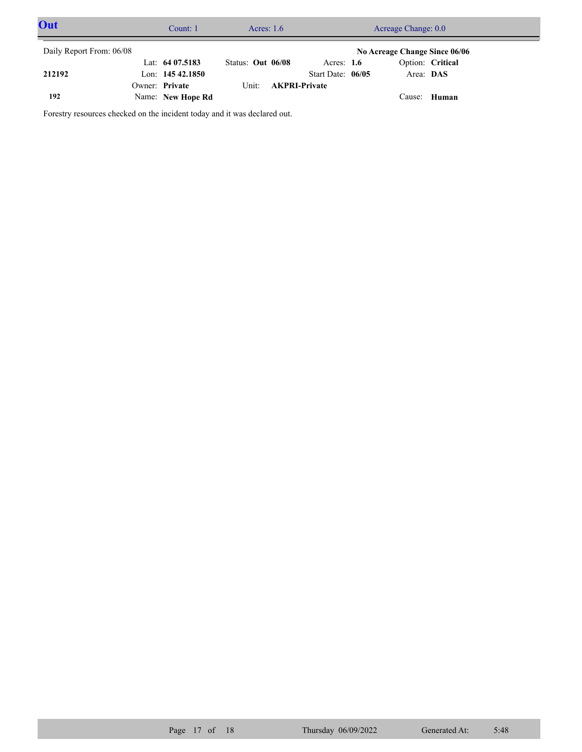## Out

Count: 1 | Acres: 1.6 | Acreage Change: 0.0

Daily Report From: 06/08

**No Acreage Change Since 06/06**

| | | | | |
|---|---|---|---|---|
| | Lat: **64 07.5183** | Status: **Out 06/08** | Acres: **1.6** | Option: **Critical** |
| **212192** | Lon: **145 42.1850** | | Start Date: **06/05** | Area: **DAS** |
| | Owner: **Private** | Unit: **AKPRI-Private** | | |
| **192** | Name: **New Hope Rd** | | | Cause: **Human** |

Forestry resources checked on the incident today and it was declared out.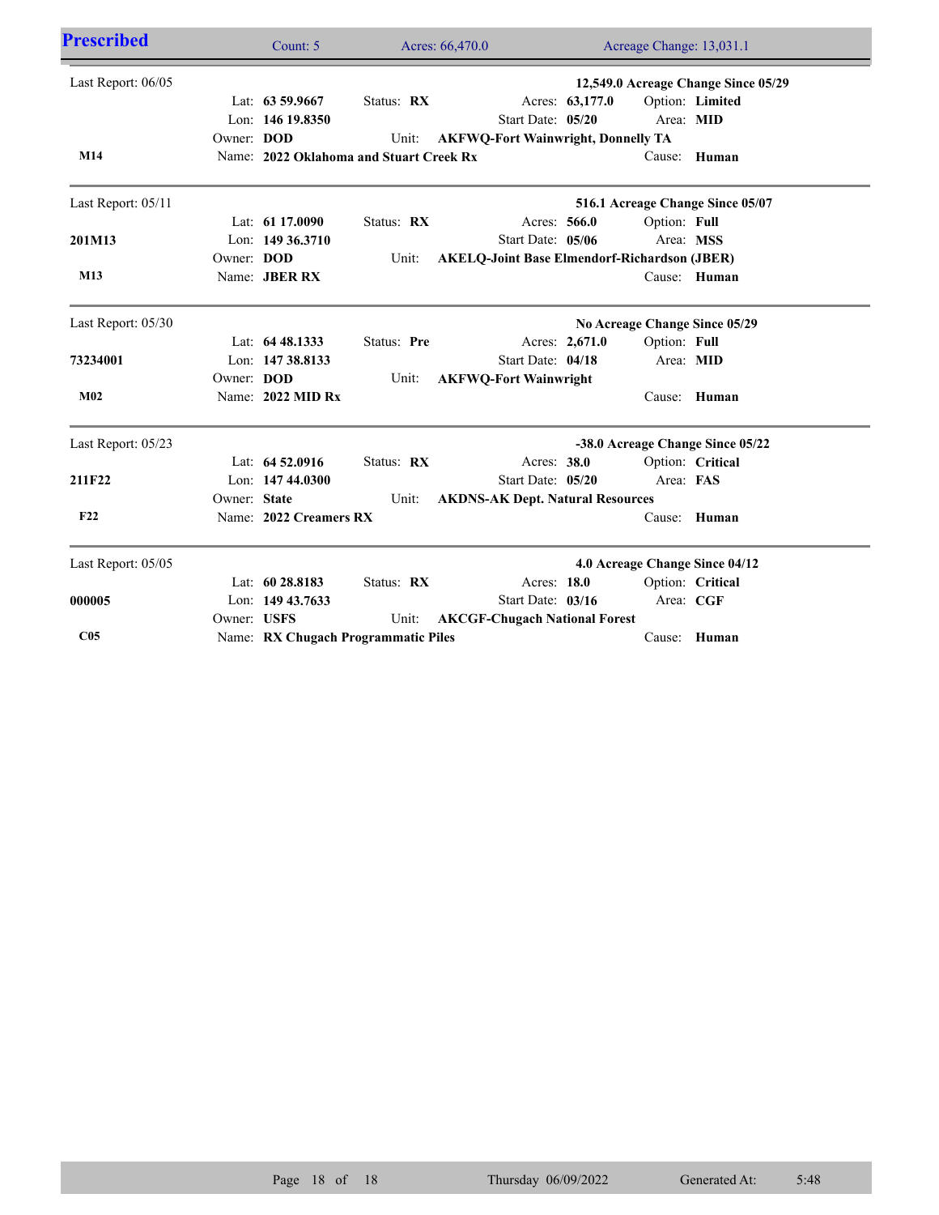## Prescribed

Count: 5 | Acres: 66,470.0 | Acreage Change: 13,031.1

---

Last Report: 06/05 — **12,549.0 Acreage Change Since 05/29**

| | | | |
|---|---|---|---|
| Lat: **63 59.9667** | Status: **RX** | Acres: **63,177.0** | Option: **Limited** |
| Lon: **146 19.8350** | | Start Date: **05/20** | Area: **MID** |
| Owner: **DOD** | Unit: **AKFWQ-Fort Wainwright, Donnelly TA** | | |
| Name: **2022 Oklahoma and Stuart Creek Rx** | | | Cause: **Human** |

**M14**

---

Last Report: 05/11 — **516.1 Acreage Change Since 05/07**

**201M13**

| | | | |
|---|---|---|---|
| Lat: **61 17.0090** | Status: **RX** | Acres: **566.0** | Option: **Full** |
| Lon: **149 36.3710** | | Start Date: **05/06** | Area: **MSS** |
| Owner: **DOD** | Unit: **AKELQ-Joint Base Elmendorf-Richardson (JBER)** | | |
| Name: **JBER RX** | | | Cause: **Human** |

**M13**

---

Last Report: 05/30 — **No Acreage Change Since 05/29**

**73234001**

| | | | |
|---|---|---|---|
| Lat: **64 48.1333** | Status: **Pre** | Acres: **2,671.0** | Option: **Full** |
| Lon: **147 38.8133** | | Start Date: **04/18** | Area: **MID** |
| Owner: **DOD** | Unit: **AKFWQ-Fort Wainwright** | | |
| Name: **2022 MID Rx** | | | Cause: **Human** |

**M02**

---

Last Report: 05/23 — **-38.0 Acreage Change Since 05/22**

**211F22**

| | | | |
|---|---|---|---|
| Lat: **64 52.0916** | Status: **RX** | Acres: **38.0** | Option: **Critical** |
| Lon: **147 44.0300** | | Start Date: **05/20** | Area: **FAS** |
| Owner: **State** | Unit: **AKDNS-AK Dept. Natural Resources** | | |
| Name: **2022 Creamers RX** | | | Cause: **Human** |

**F22**

---

Last Report: 05/05 — **4.0 Acreage Change Since 04/12**

**000005**

| | | | |
|---|---|---|---|
| Lat: **60 28.8183** | Status: **RX** | Acres: **18.0** | Option: **Critical** |
| Lon: **149 43.7633** | | Start Date: **03/16** | Area: **CGF** |
| Owner: **USFS** | Unit: **AKCGF-Chugach National Forest** | | |
| Name: **RX Chugach Programmatic Piles** | | | Cause: **Human** |

**C05**